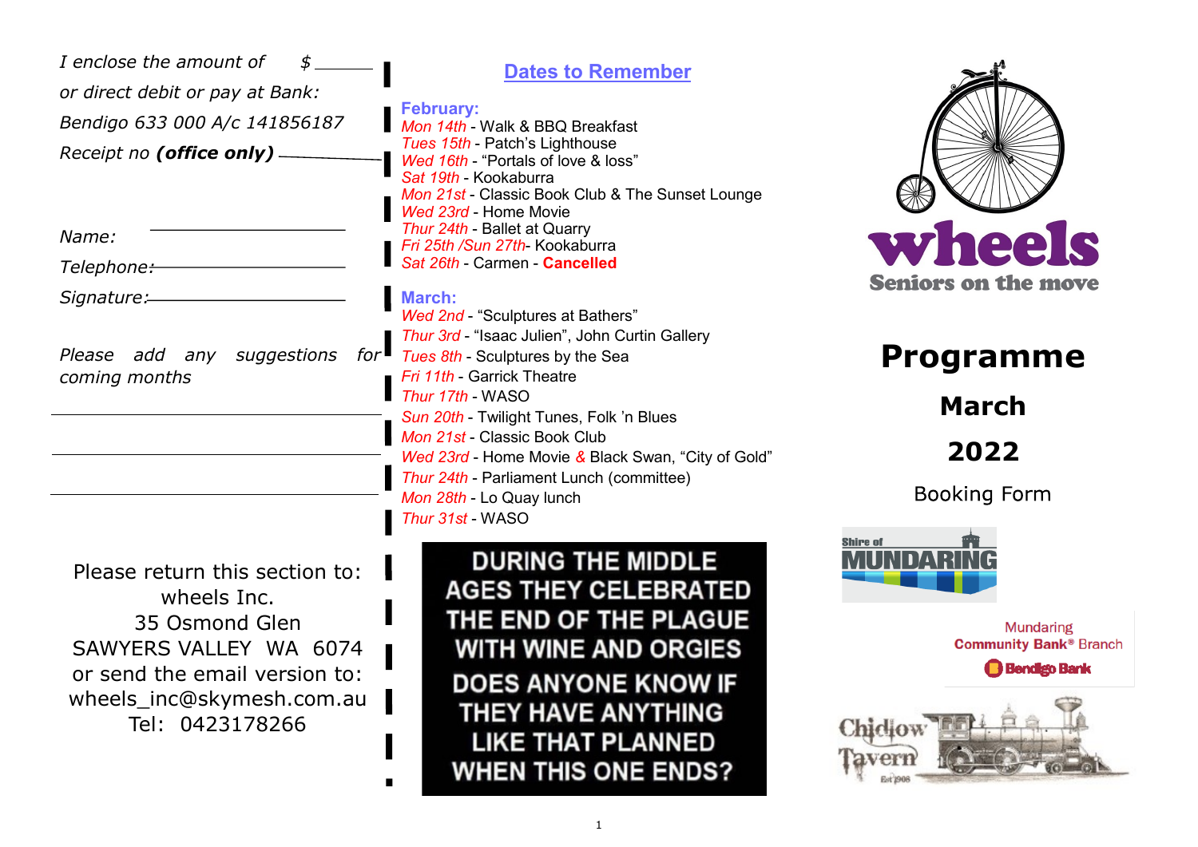*I enclose the amount of $ ______*

*or direct debit or pay at Bank:*

*Bendigo 633 000 A/c 141856187*

*Receipt no* ***(office only)*** ______

*Name:* ______

*Telephone:* ______

*Signature:* ______

*Please add any suggestions for coming months*

______

______

______

Please return this section to:
wheels Inc.
35 Osmond Glen
SAWYERS VALLEY WA 6074
or send the email version to:
wheels_inc@skymesh.com.au
Tel: 0423178266

## Dates to Remember

**February:**

*Mon 14th* - Walk & BBQ Breakfast
*Tues 15th* - Patch's Lighthouse
*Wed 16th* - "Portals of love & loss"
*Sat 19th* - Kookaburra
*Mon 21st* - Classic Book Club & The Sunset Lounge
*Wed 23rd* - Home Movie
*Thur 24th* - Ballet at Quarry
*Fri 25th /Sun 27th*- Kookaburra
*Sat 26th* - Carmen - **Cancelled**

**March:**

*Wed 2nd* - "Sculptures at Bathers"
*Thur 3rd* - "Isaac Julien", John Curtin Gallery
*Tues 8th* - Sculptures by the Sea
*Fri 11th* - Garrick Theatre
*Thur 17th* - WASO
*Sun 20th* - Twilight Tunes, Folk 'n Blues
*Mon 21st* - Classic Book Club
*Wed 23rd* - Home Movie & Black Swan, "City of Gold"
*Thur 24th* - Parliament Lunch (committee)
*Mon 28th* - Lo Quay lunch
*Thur 31st* - WASO

**DURING THE MIDDLE AGES THEY CELEBRATED THE END OF THE PLAGUE WITH WINE AND ORGIES DOES ANYONE KNOW IF THEY HAVE ANYTHING LIKE THAT PLANNED WHEN THIS ONE ENDS?**

# wheels

Seniors on the move

# Programme

## March

## 2022

Booking Form

Shire of MUNDARING

Mundaring Community Bank® Branch Bendigo Bank

Chidlow Tavern Est 1908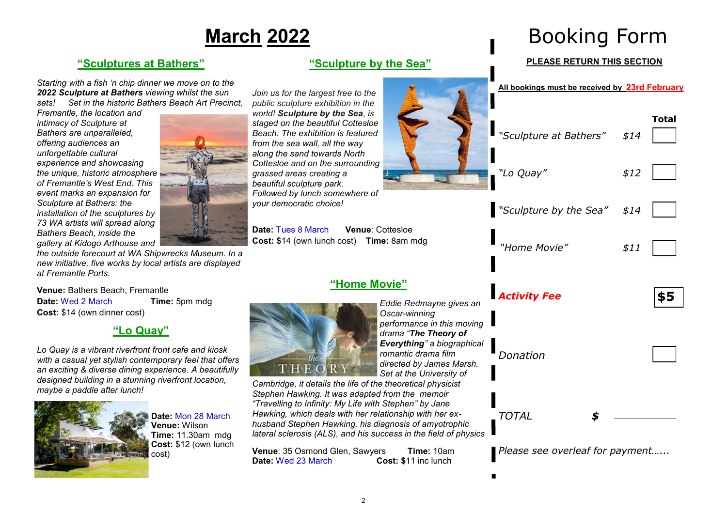# March 2022

## "Sculptures at Bathers"

*Starting with a fish 'n chip dinner we move on to the* ***2022 Sculpture at Bathers*** *viewing whilst the sun sets! Set in the historic Bathers Beach Art Precinct, Fremantle, the location and intimacy of Sculpture at Bathers are unparalleled, offering audiences an unforgettable cultural experience and showcasing the unique, historic atmosphere of Fremantle's West End. This event marks an expansion for Sculpture at Bathers: the installation of the sculptures by 73 WA artists will spread along Bathers Beach, inside the gallery at Kidogo Arthouse and the outside forecourt at WA Shipwrecks Museum. In a new initiative, five works by local artists are displayed at Fremantle Ports.*

**Venue:** Bathers Beach, Fremantle
**Date:** Wed 2 March **Time:** 5pm mdg
**Cost:** $14 (own dinner cost)

## "Lo Quay"

*Lo Quay is a vibrant riverfront front cafe and kiosk with a casual yet stylish contemporary feel that offers an exciting & diverse dining experience. A beautifully designed building in a stunning riverfront location, maybe a paddle after lunch!*

**Date:** Mon 28 March
**Venue:** Wilson
**Time:** 11.30am mdg
**Cost:** $12 (own lunch cost)

## "Sculpture by the Sea"

*Join us for the largest free to the public sculpture exhibition in the world!* ***Sculpture by the Sea****, is staged on the beautiful Cottesloe Beach. The exhibition is featured from the sea wall, all the way along the sand towards North Cottesloe and on the surrounding grassed areas creating a beautiful sculpture park. Followed by lunch somewhere of your democratic choice!*

**Date:** Tues 8 March **Venue**: Cottesloe
**Cost:** $14 (own lunch cost) **Time:** 8am mdg

## "Home Movie"

*Eddie Redmayne gives an Oscar-winning performance in this moving drama "****The Theory of Everything****" a biographical romantic drama film directed by James Marsh. Set at the University of Cambridge, it details the life of the theoretical physicist Stephen Hawking. It was adapted from the memoir "Travelling to Infinity: My Life with Stephen" by Jane Hawking, which deals with her relationship with her ex-husband Stephen Hawking, his diagnosis of amyotrophic lateral sclerosis (ALS), and his success in the field of physics*

**Venue**: 35 Osmond Glen, Sawyers **Time:** 10am
**Date:** Wed 23 March **Cost:** $11 inc lunch

# Booking Form

**PLEASE RETURN THIS SECTION**

**All bookings must be received by 23rd February**

| | | Total |
|---|---|---|
| *"Sculpture at Bathers"* | *$14* | |
| *"Lo Quay"* | *$12* | |
| *"Sculpture by the Sea"* | *$14* | |
| *"Home Movie"* | *$11* | |
| ***Activity Fee*** | | **$5** |
| *Donation* | | |
| *TOTAL* | **$** | |

*Please see overleaf for payment......*